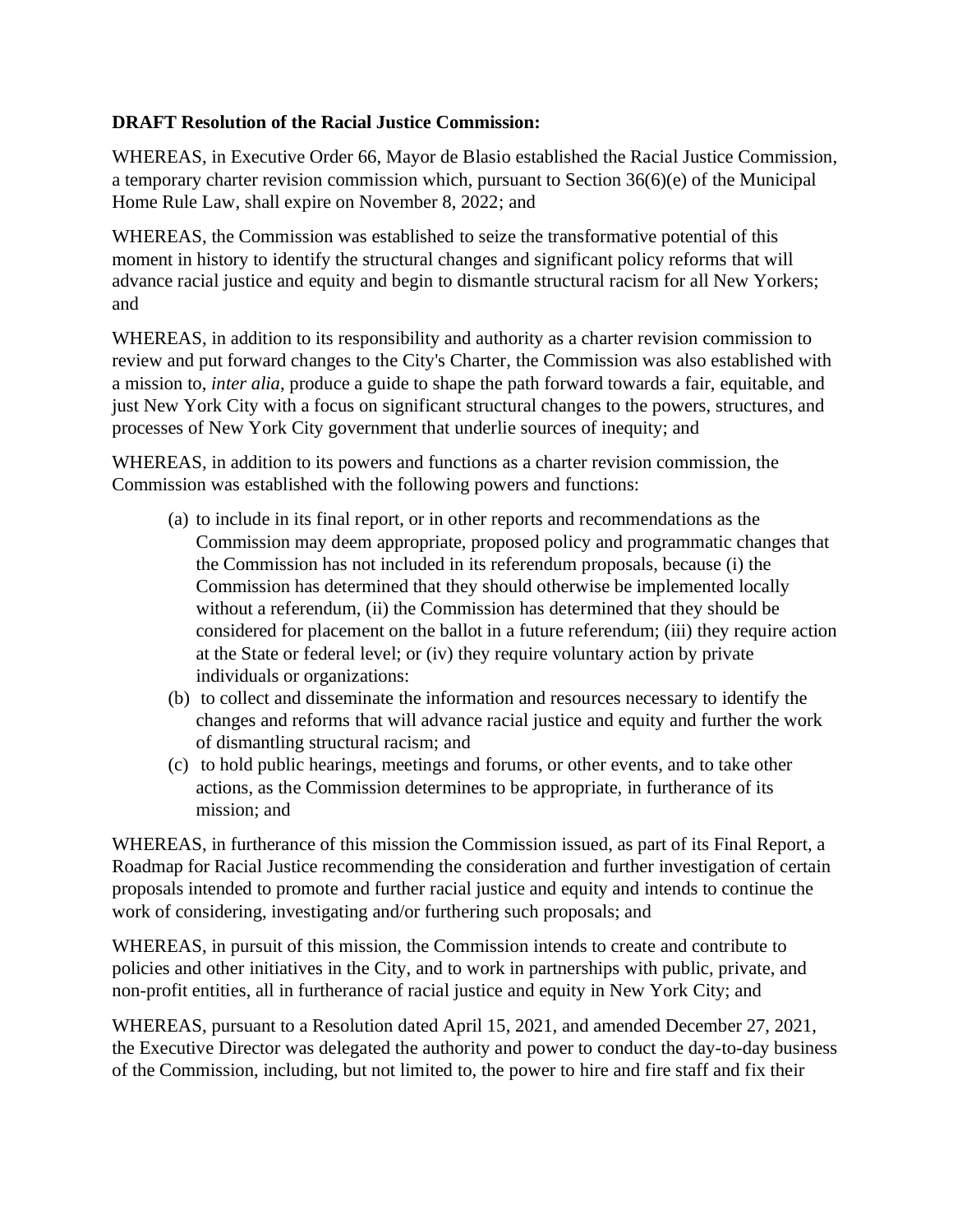**DRAFT Resolution of the Racial Justice Commission:**

WHEREAS, in Executive Order 66, Mayor de Blasio established the Racial Justice Commission, a temporary charter revision commission which, pursuant to Section 36(6)(e) of the Municipal Home Rule Law, shall expire on November 8, 2022; and

WHEREAS, the Commission was established to seize the transformative potential of this moment in history to identify the structural changes and significant policy reforms that will advance racial justice and equity and begin to dismantle structural racism for all New Yorkers; and

WHEREAS, in addition to its responsibility and authority as a charter revision commission to review and put forward changes to the City's Charter, the Commission was also established with a mission to, *inter alia*, produce a guide to shape the path forward towards a fair, equitable, and just New York City with a focus on significant structural changes to the powers, structures, and processes of New York City government that underlie sources of inequity; and

WHEREAS, in addition to its powers and functions as a charter revision commission, the Commission was established with the following powers and functions:

(a) to include in its final report, or in other reports and recommendations as the Commission may deem appropriate, proposed policy and programmatic changes that the Commission has not included in its referendum proposals, because (i) the Commission has determined that they should otherwise be implemented locally without a referendum, (ii) the Commission has determined that they should be considered for placement on the ballot in a future referendum; (iii) they require action at the State or federal level; or (iv) they require voluntary action by private individuals or organizations:

(b) to collect and disseminate the information and resources necessary to identify the changes and reforms that will advance racial justice and equity and further the work of dismantling structural racism; and

(c) to hold public hearings, meetings and forums, or other events, and to take other actions, as the Commission determines to be appropriate, in furtherance of its mission; and

WHEREAS, in furtherance of this mission the Commission issued, as part of its Final Report, a Roadmap for Racial Justice recommending the consideration and further investigation of certain proposals intended to promote and further racial justice and equity and intends to continue the work of considering, investigating and/or furthering such proposals; and

WHEREAS, in pursuit of this mission, the Commission intends to create and contribute to policies and other initiatives in the City, and to work in partnerships with public, private, and non-profit entities, all in furtherance of racial justice and equity in New York City; and

WHEREAS, pursuant to a Resolution dated April 15, 2021, and amended December 27, 2021, the Executive Director was delegated the authority and power to conduct the day-to-day business of the Commission, including, but not limited to, the power to hire and fire staff and fix their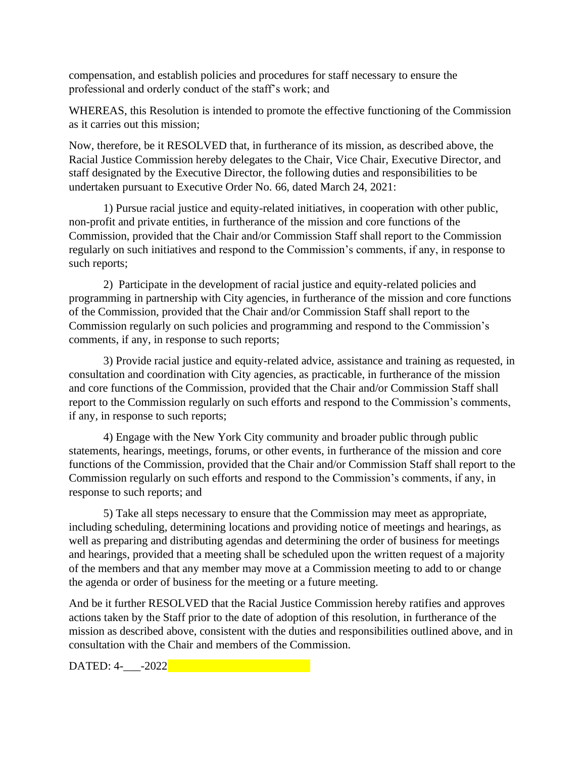compensation, and establish policies and procedures for staff necessary to ensure the professional and orderly conduct of the staff's work; and

WHEREAS, this Resolution is intended to promote the effective functioning of the Commission as it carries out this mission;

Now, therefore, be it RESOLVED that, in furtherance of its mission, as described above, the Racial Justice Commission hereby delegates to the Chair, Vice Chair, Executive Director, and staff designated by the Executive Director, the following duties and responsibilities to be undertaken pursuant to Executive Order No. 66, dated March 24, 2021:

1) Pursue racial justice and equity-related initiatives, in cooperation with other public, non-profit and private entities, in furtherance of the mission and core functions of the Commission, provided that the Chair and/or Commission Staff shall report to the Commission regularly on such initiatives and respond to the Commission's comments, if any, in response to such reports;

2) Participate in the development of racial justice and equity-related policies and programming in partnership with City agencies, in furtherance of the mission and core functions of the Commission, provided that the Chair and/or Commission Staff shall report to the Commission regularly on such policies and programming and respond to the Commission's comments, if any, in response to such reports;

3) Provide racial justice and equity-related advice, assistance and training as requested, in consultation and coordination with City agencies, as practicable, in furtherance of the mission and core functions of the Commission, provided that the Chair and/or Commission Staff shall report to the Commission regularly on such efforts and respond to the Commission's comments, if any, in response to such reports;

4) Engage with the New York City community and broader public through public statements, hearings, meetings, forums, or other events, in furtherance of the mission and core functions of the Commission, provided that the Chair and/or Commission Staff shall report to the Commission regularly on such efforts and respond to the Commission's comments, if any, in response to such reports; and

5) Take all steps necessary to ensure that the Commission may meet as appropriate, including scheduling, determining locations and providing notice of meetings and hearings, as well as preparing and distributing agendas and determining the order of business for meetings and hearings, provided that a meeting shall be scheduled upon the written request of a majority of the members and that any member may move at a Commission meeting to add to or change the agenda or order of business for the meeting or a future meeting.

And be it further RESOLVED that the Racial Justice Commission hereby ratifies and approves actions taken by the Staff prior to the date of adoption of this resolution, in furtherance of the mission as described above, consistent with the duties and responsibilities outlined above, and in consultation with the Chair and members of the Commission.

DATED: 4-\_\_\_-2022